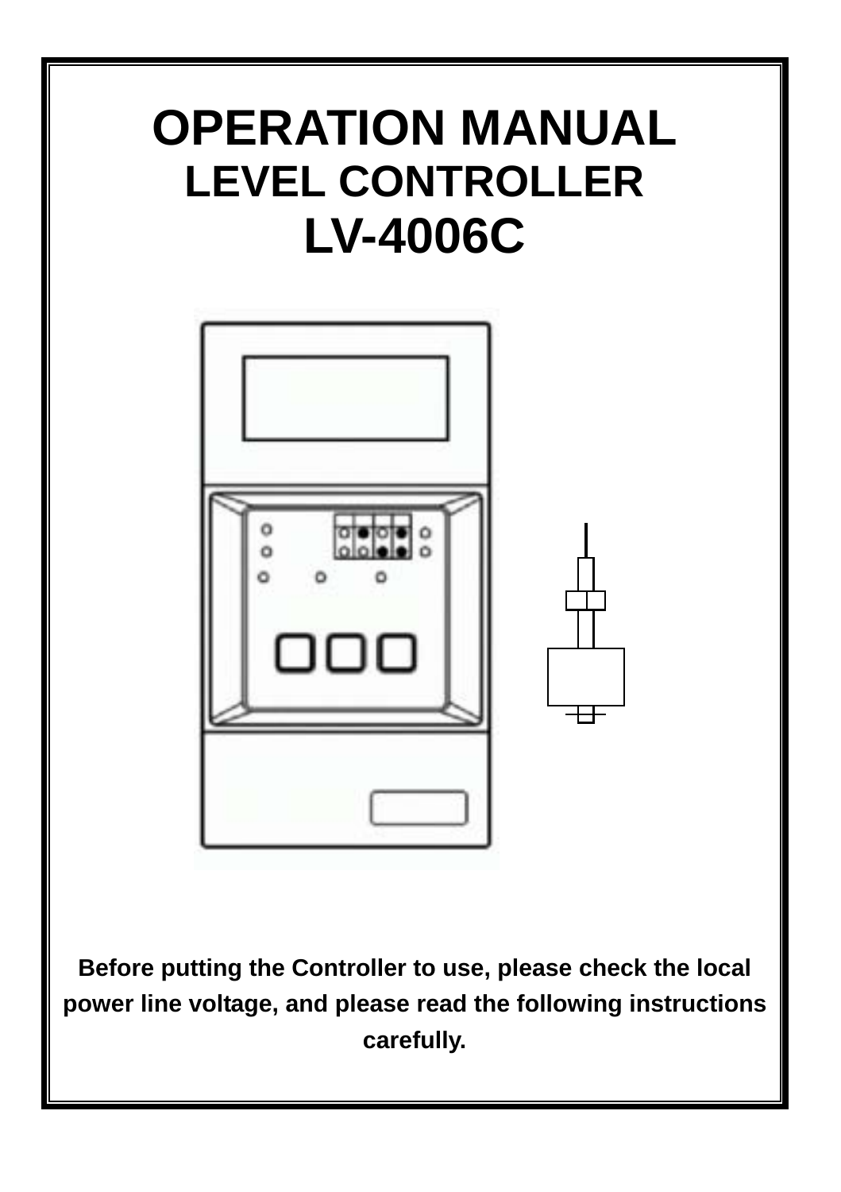# OPERATION MANUAL

## LEVEL CONTROLLER

## LV-4006C

**Before putting the Controller to use, please check the local power line voltage, and please read the following instructions carefully.**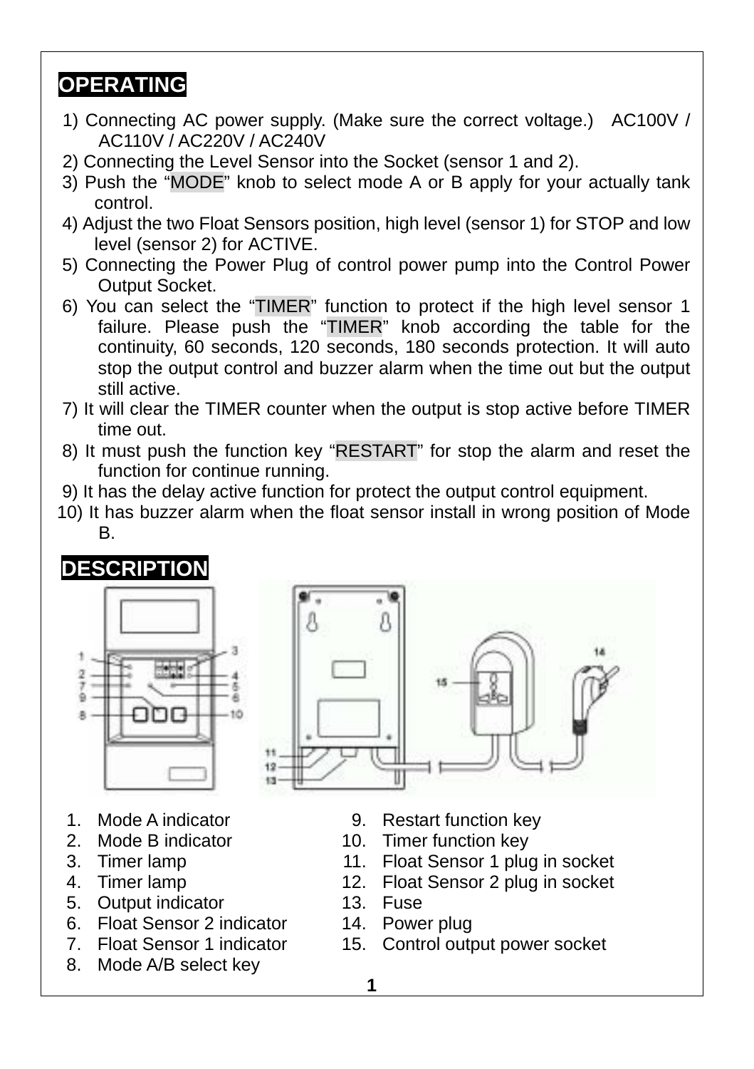## OPERATING

1) Connecting AC power supply. (Make sure the correct voltage.) AC100V / AC110V / AC220V / AC240V
2) Connecting the Level Sensor into the Socket (sensor 1 and 2).
3) Push the “MODE” knob to select mode A or B apply for your actually tank control.
4) Adjust the two Float Sensors position, high level (sensor 1) for STOP and low level (sensor 2) for ACTIVE.
5) Connecting the Power Plug of control power pump into the Control Power Output Socket.
6) You can select the “TIMER” function to protect if the high level sensor 1 failure. Please push the “TIMER” knob according the table for the continuity, 60 seconds, 120 seconds, 180 seconds protection. It will auto stop the output control and buzzer alarm when the time out but the output still active.
7) It will clear the TIMER counter when the output is stop active before TIMER time out.
8) It must push the function key “RESTART” for stop the alarm and reset the function for continue running.
9) It has the delay active function for protect the output control equipment.
10) It has buzzer alarm when the float sensor install in wrong position of Mode B.

## DESCRIPTION

1. Mode A indicator
2. Mode B indicator
3. Timer lamp
4. Timer lamp
5. Output indicator
6. Float Sensor 2 indicator
7. Float Sensor 1 indicator
8. Mode A/B select key
9. Restart function key
10. Timer function key
11. Float Sensor 1 plug in socket
12. Float Sensor 2 plug in socket
13. Fuse
14. Power plug
15. Control output power socket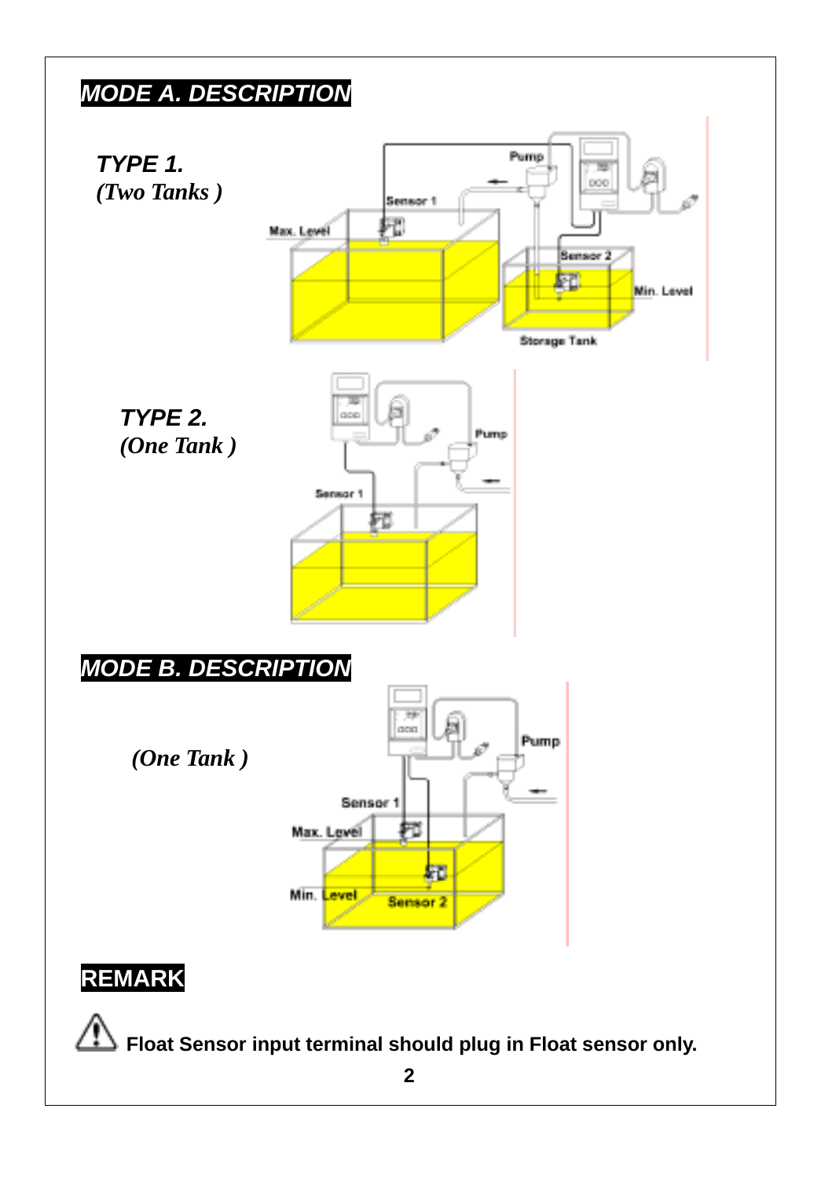## MODE A. DESCRIPTION

### TYPE 1.
*(Two Tanks )*

Pump

Sensor 1

Max. Level

Sensor 2

Min. Level

Storage Tank

### TYPE 2.
*(One Tank )*

Pump

Sensor 1

## MODE B. DESCRIPTION

*(One Tank )*

Pump

Sensor 1

Max. Level

Min. Level

Sensor 2

## REMARK

⚠ **Float Sensor input terminal should plug in Float sensor only.**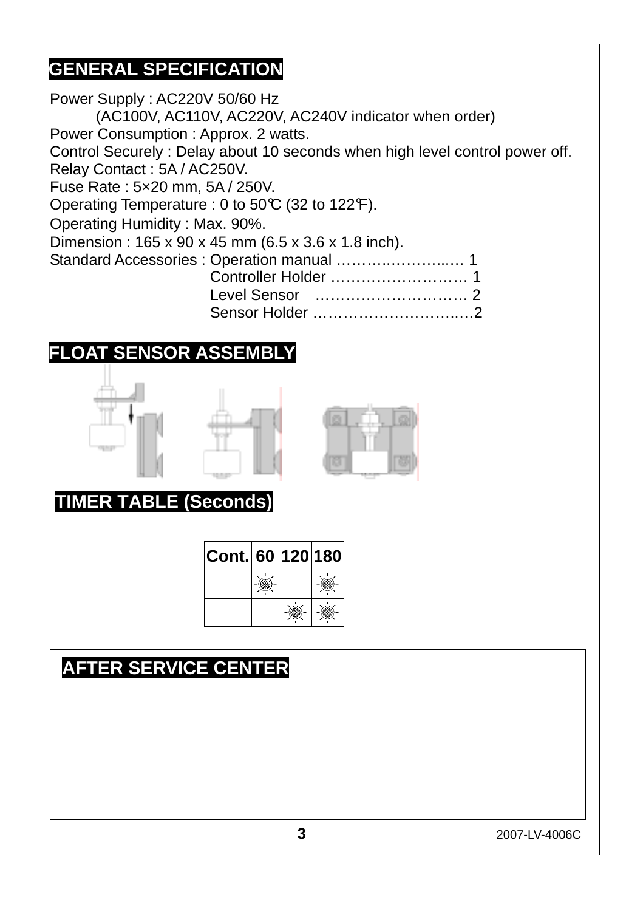## GENERAL SPECIFICATION

Power Supply : AC220V 50/60 Hz
(AC100V, AC110V, AC220V, AC240V indicator when order)
Power Consumption : Approx. 2 watts.
Control Securely : Delay about 10 seconds when high level control power off.
Relay Contact : 5A / AC250V.
Fuse Rate : 5×20 mm, 5A / 250V.
Operating Temperature : 0 to 50℃ (32 to 122℉).
Operating Humidity : Max. 90%.
Dimension : 165 x 90 x 45 mm (6.5 x 3.6 x 1.8 inch).
Standard Accessories : Operation manual …………………..… 1
Controller Holder ……………………… 1
Level Sensor ………………………… 2
Sensor Holder ……………………….…2

## FLOAT SENSOR ASSEMBLY

## TIMER TABLE (Seconds)

| Cont. | 60 | 120 | 180 |
|---|---|---|---|
| | ☼ | | ☼ |
| | | ☼ | ☼ |

## AFTER SERVICE CENTER

2007-LV-4006C